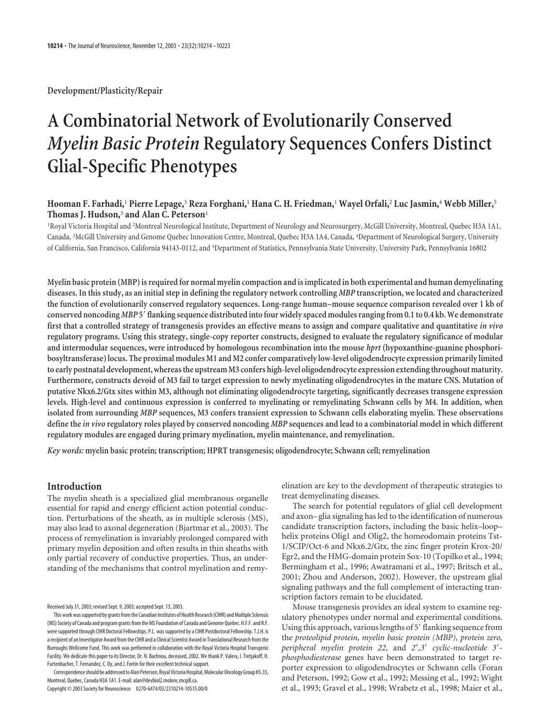Development/Plasticity/Repair

# A Combinatorial Network of Evolutionarily Conserved *Myelin Basic Protein* Regulatory Sequences Confers Distinct Glial-Specific Phenotypes

**Hooman F. Farhadi,[1] Pierre Lepage,[3] Reza Forghani,[1] Hana C. H. Friedman,[1] Wayel Orfali,[2] Luc Jasmin,[4] Webb Miller,[5] Thomas J. Hudson,[3] and Alan C. Peterson[1]**

[1]Royal Victoria Hospital and [2]Montreal Neurological Institute, Department of Neurology and Neurosurgery, McGill University, Montreal, Quebec H3A 1A1, Canada, [3]McGill University and Genome Quebec Innovation Centre, Montreal, Quebec H3A 1A4, Canada, [4]Department of Neurological Surgery, University of California, San Francisco, California 94143-0112, and [5]Department of Statistics, Pennsylvania State University, University Park, Pennsylvania 16802

**Myelin basic protein (MBP) is required for normal myelin compaction and is implicated in both experimental and human demyelinating diseases. In this study, as an initial step in defining the regulatory network controlling *MBP* transcription, we located and characterized the function of evolutionarily conserved regulatory sequences. Long-range human–mouse sequence comparison revealed over 1 kb of conserved noncoding *MBP* 5′ flanking sequence distributed into four widely spaced modules ranging from 0.1 to 0.4 kb. We demonstrate first that a controlled strategy of transgenesis provides an effective means to assign and compare qualitative and quantitative *in vivo* regulatory programs. Using this strategy, single-copy reporter constructs, designed to evaluate the regulatory significance of modular and intermodular sequences, were introduced by homologous recombination into the mouse *hprt* (hypoxanthine-guanine phosphoribosyltransferase) locus. The proximal modules M1 and M2 confer comparatively low-level oligodendrocyte expression primarily limited to early postnatal development, whereas the upstream M3 confers high-level oligodendrocyte expression extending throughout maturity. Furthermore, constructs devoid of M3 fail to target expression to newly myelinating oligodendrocytes in the mature CNS. Mutation of putative Nkx6.2/Gtx sites within M3, although not eliminating oligodendrocyte targeting, significantly decreases transgene expression levels. High-level and continuous expression is conferred to myelinating or remyelinating Schwann cells by M4. In addition, when isolated from surrounding *MBP* sequences, M3 confers transient expression to Schwann cells elaborating myelin. These observations define the *in vivo* regulatory roles played by conserved noncoding *MBP* sequences and lead to a combinatorial model in which different regulatory modules are engaged during primary myelination, myelin maintenance, and remyelination.**

*Key words:* **myelin basic protein; transcription; HPRT transgenesis; oligodendrocyte; Schwann cell; remyelination**

## Introduction

The myelin sheath is a specialized glial membranous organelle essential for rapid and energy efficient action potential conduction. Perturbations of the sheath, as in multiple sclerosis (MS), may also lead to axonal degeneration (Bjartmar et al., 2003). The process of remyelination is invariably prolonged compared with primary myelin deposition and often results in thin sheaths with only partial recovery of conductive properties. Thus, an understanding of the mechanisms that control myelination and remyelination are key to the development of therapeutic strategies to treat demyelinating diseases.

The search for potential regulators of glial cell development and axon–glia signaling has led to the identification of numerous candidate transcription factors, including the basic helix–loop–helix proteins Olig1 and Olig2, the homeodomain proteins Tst-1/SCIP/Oct-6 and Nkx6.2/Gtx, the zinc finger protein Krox-20/Egr2, and the HMG-domain protein Sox-10 (Topilko et al., 1994; Bermingham et al., 1996; Awatramani et al., 1997; Britsch et al., 2001; Zhou and Anderson, 2002). However, the upstream glial signaling pathways and the full complement of interacting transcription factors remain to be elucidated.

Mouse transgenesis provides an ideal system to examine regulatory phenotypes under normal and experimental conditions. Using this approach, various lengths of 5′ flanking sequence from the *proteolipid protein, myelin basic protein (MBP), protein zero, peripheral myelin protein 22,* and *2′,3′ cyclic-nucleotide 3′-phosphodiesterase* genes have been demonstrated to target reporter expression to oligodendrocytes or Schwann cells (Foran and Peterson, 1992; Gow et al., 1992; Messing et al., 1992; Wight et al., 1993; Gravel et al., 1998; Wrabetz et al., 1998; Maier et al.,

Received July 31, 2003; revised Sept. 9, 2003; accepted Sept. 13, 2003.

This work was supported by grants from the Canadian Institutes of Health Research (CIHR) and Multiple Sclerosis (MS) Society of Canada and program grants from the MS Foundation of Canada and Genome Quebec. H.F.F. and R.F. were supported through CIHR Doctoral Fellowships. P.L. was supported by a CIHR Postdoctoral Fellowship. T.J.H. is a recipient of an Investigator Award from the CIHR and a Clinical Scientist Award in Translational Research from the Burroughs Wellcome Fund. This work was performed in collaboration with the Royal Victoria Hospital Transgenic Facility. We dedicate this paper to its Director, Dr. N. Bachnou, deceased, 2002. We thank P. Valera, I. Tretjakoff, H. Furtenbacher, T. Fernandez, C. Dy, and J. Fortin for their excellent technical support.

Correspondence should be addressed to Alan Peterson, Royal Victoria Hospital, Molecular Oncology Group H5.35, Montreal, Quebec, Canada H3A 1A1. E-mail: alan@devbiol2.molonc.mcgill.ca.

Copyright © 2003 Society for Neuroscience 0270-6474/03/2310214-10$15.00/0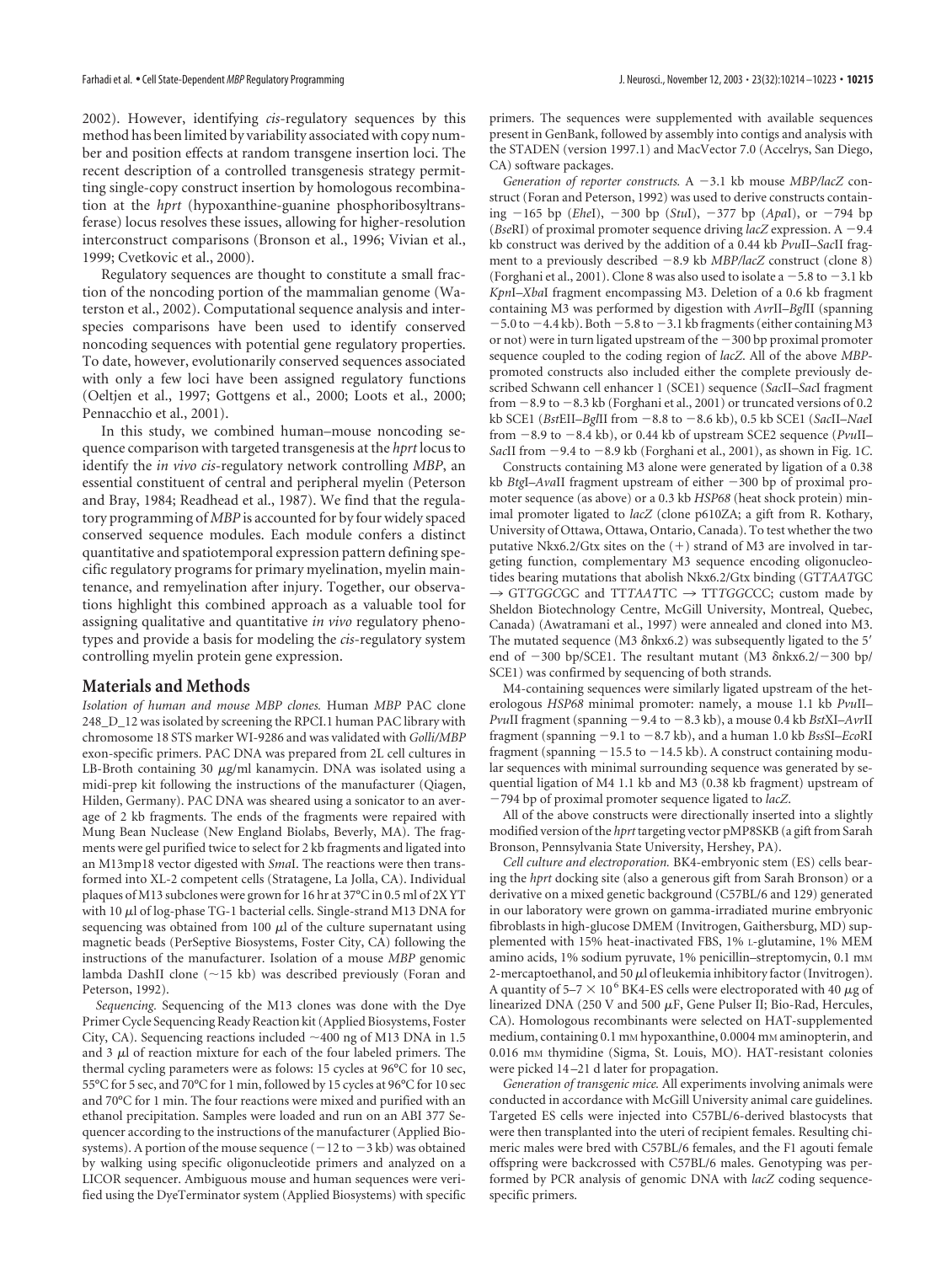2002). However, identifying *cis*-regulatory sequences by this method has been limited by variability associated with copy number and position effects at random transgene insertion loci. The recent description of a controlled transgenesis strategy permitting single-copy construct insertion by homologous recombination at the *hprt* (hypoxanthine-guanine phosphoribosyltransferase) locus resolves these issues, allowing for higher-resolution interconstruct comparisons (Bronson et al., 1996; Vivian et al., 1999; Cvetkovic et al., 2000).

Regulatory sequences are thought to constitute a small fraction of the noncoding portion of the mammalian genome (Waterston et al., 2002). Computational sequence analysis and interspecies comparisons have been used to identify conserved noncoding sequences with potential gene regulatory properties. To date, however, evolutionarily conserved sequences associated with only a few loci have been assigned regulatory functions (Oeltjen et al., 1997; Gottgens et al., 2000; Loots et al., 2000; Pennacchio et al., 2001).

In this study, we combined human–mouse noncoding sequence comparison with targeted transgenesis at the *hprt* locus to identify the *in vivo cis*-regulatory network controlling *MBP*, an essential constituent of central and peripheral myelin (Peterson and Bray, 1984; Readhead et al., 1987). We find that the regulatory programming of *MBP* is accounted for by four widely spaced conserved sequence modules. Each module confers a distinct quantitative and spatiotemporal expression pattern defining specific regulatory programs for primary myelination, myelin maintenance, and remyelination after injury. Together, our observations highlight this combined approach as a valuable tool for assigning qualitative and quantitative *in vivo* regulatory phenotypes and provide a basis for modeling the *cis*-regulatory system controlling myelin protein gene expression.

## Materials and Methods

*Isolation of human and mouse MBP clones.* Human *MBP* PAC clone 248_D_12 was isolated by screening the RPCI.1 human PAC library with chromosome 18 STS marker WI-9286 and was validated with *Golli/MBP* exon-specific primers. PAC DNA was prepared from 2L cell cultures in LB-Broth containing 30 μg/ml kanamycin. DNA was isolated using a midi-prep kit following the instructions of the manufacturer (Qiagen, Hilden, Germany). PAC DNA was sheared using a sonicator to an average of 2 kb fragments. The ends of the fragments were repaired with Mung Bean Nuclease (New England Biolabs, Beverly, MA). The fragments were gel purified twice to select for 2 kb fragments and ligated into an M13mp18 vector digested with *Sma*I. The reactions were then transformed into XL-2 competent cells (Stratagene, La Jolla, CA). Individual plaques of M13 subclones were grown for 16 hr at 37°C in 0.5 ml of 2X YT with 10 μl of log-phase TG-1 bacterial cells. Single-strand M13 DNA for sequencing was obtained from 100 μl of the culture supernatant using magnetic beads (PerSeptive Biosystems, Foster City, CA) following the instructions of the manufacturer. Isolation of a mouse *MBP* genomic lambda DashII clone (~15 kb) was described previously (Foran and Peterson, 1992).

*Sequencing.* Sequencing of the M13 clones was done with the Dye Primer Cycle Sequencing Ready Reaction kit (Applied Biosystems, Foster City, CA). Sequencing reactions included ~400 ng of M13 DNA in 1.5 and 3 μl of reaction mixture for each of the four labeled primers. The thermal cycling parameters were as folows: 15 cycles at 96°C for 10 sec, 55°C for 5 sec, and 70°C for 1 min, followed by 15 cycles at 96°C for 10 sec and 70°C for 1 min. The four reactions were mixed and purified with an ethanol precipitation. Samples were loaded and run on an ABI 377 Sequencer according to the instructions of the manufacturer (Applied Biosystems). A portion of the mouse sequence (−12 to −3 kb) was obtained by walking using specific oligonucleotide primers and analyzed on a LICOR sequencer. Ambiguous mouse and human sequences were verified using the DyeTerminator system (Applied Biosystems) with specific primers. The sequences were supplemented with available sequences present in GenBank, followed by assembly into contigs and analysis with the STADEN (version 1997.1) and MacVector 7.0 (Accelrys, San Diego, CA) software packages.

*Generation of reporter constructs.* A −3.1 kb mouse *MBP/lacZ* construct (Foran and Peterson, 1992) was used to derive constructs containing −165 bp (*Ehe*I), −300 bp (*Stu*I), −377 bp (*Apa*I), or −794 bp (*Bse*RI) of proximal promoter sequence driving *lacZ* expression. A −9.4 kb construct was derived by the addition of a 0.44 kb *Pvu*II–*Sac*II fragment to a previously described −8.9 kb *MBP/lacZ* construct (clone 8) (Forghani et al., 2001). Clone 8 was also used to isolate a −5.8 to −3.1 kb *Kpn*I–*Xba*I fragment encompassing M3. Deletion of a 0.6 kb fragment containing M3 was performed by digestion with *Avr*II–*Bgl*II (spanning −5.0 to −4.4 kb). Both −5.8 to −3.1 kb fragments (either containing M3 or not) were in turn ligated upstream of the −300 bp proximal promoter sequence coupled to the coding region of *lacZ*. All of the above *MBP*-promoted constructs also included either the complete previously described Schwann cell enhancer 1 (SCE1) sequence (*Sac*II–*Sac*I fragment from −8.9 to −8.3 kb (Forghani et al., 2001) or truncated versions of 0.2 kb SCE1 (*Bst*EII–*Bgl*II from −8.8 to −8.6 kb), 0.5 kb SCE1 (*Sac*II–*Nae*I from −8.9 to −8.4 kb), or 0.44 kb of upstream SCE2 sequence (*Pvu*II–*Sac*II from −9.4 to −8.9 kb (Forghani et al., 2001), as shown in Fig. 1*C*.

Constructs containing M3 alone were generated by ligation of a 0.38 kb *Btg*I–*Ava*II fragment upstream of either −300 bp of proximal promoter sequence (as above) or a 0.3 kb *HSP68* (heat shock protein) minimal promoter ligated to *lacZ* (clone p610ZA; a gift from R. Kothary, University of Ottawa, Ottawa, Ontario, Canada). To test whether the two putative Nkx6.2/Gtx sites on the (+) strand of M3 are involved in targeting function, complementary M3 sequence encoding oligonucleotides bearing mutations that abolish Nkx6.2/Gtx binding (GT*TAAT*GC → GT*TGGC*GC and TT*TAAT*TC → TT*TGGC*CC; custom made by Sheldon Biotechnology Centre, McGill University, Montreal, Quebec, Canada) (Awatramani et al., 1997) were annealed and cloned into M3. The mutated sequence (M3 δnkx6.2) was subsequently ligated to the 5′ end of −300 bp/SCE1. The resultant mutant (M3 δnkx6.2/−300 bp/SCE1) was confirmed by sequencing of both strands.

M4-containing sequences were similarly ligated upstream of the heterologous *HSP68* minimal promoter: namely, a mouse 1.1 kb *Pvu*II–*Pvu*II fragment (spanning −9.4 to −8.3 kb), a mouse 0.4 kb *Bst*XI–*Avr*II fragment (spanning −9.1 to −8.7 kb), and a human 1.0 kb *Bss*SI–*Eco*RI fragment (spanning −15.5 to −14.5 kb). A construct containing modular sequences with minimal surrounding sequence was generated by sequential ligation of M4 1.1 kb and M3 (0.38 kb fragment) upstream of −794 bp of proximal promoter sequence ligated to *lacZ*.

All of the above constructs were directionally inserted into a slightly modified version of the *hprt* targeting vector pMP8SKB (a gift from Sarah Bronson, Pennsylvania State University, Hershey, PA).

*Cell culture and electroporation.* BK4-embryonic stem (ES) cells bearing the *hprt* docking site (also a generous gift from Sarah Bronson) or a derivative on a mixed genetic background (C57BL/6 and 129) generated in our laboratory were grown on gamma-irradiated murine embryonic fibroblasts in high-glucose DMEM (Invitrogen, Gaithersburg, MD) supplemented with 15% heat-inactivated FBS, 1% L-glutamine, 1% MEM amino acids, 1% sodium pyruvate, 1% penicillin–streptomycin, 0.1 mM 2-mercaptoethanol, and 50 μl of leukemia inhibitory factor (Invitrogen). A quantity of 5–7 × $10^6$ BK4-ES cells were electroporated with 40 μg of linearized DNA (250 V and 500 μF, Gene Pulser II; Bio-Rad, Hercules, CA). Homologous recombinants were selected on HAT-supplemented medium, containing 0.1 mM hypoxanthine, 0.0004 mM aminopterin, and 0.016 mM thymidine (Sigma, St. Louis, MO). HAT-resistant colonies were picked 14–21 d later for propagation.

*Generation of transgenic mice.* All experiments involving animals were conducted in accordance with McGill University animal care guidelines. Targeted ES cells were injected into C57BL/6-derived blastocysts that were then transplanted into the uteri of recipient females. Resulting chimeric males were bred with C57BL/6 females, and the F1 agouti female offspring were backcrossed with C57BL/6 males. Genotyping was performed by PCR analysis of genomic DNA with *lacZ* coding sequence-specific primers.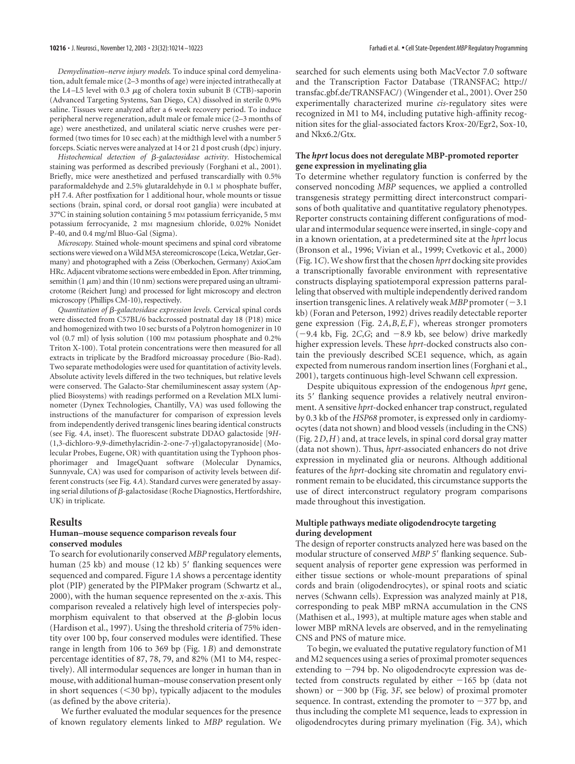*Demyelination–nerve injury models.* To induce spinal cord demyelination, adult female mice (2–3 months of age) were injected intrathecally at the L4–L5 level with 0.3 μg of cholera toxin subunit B (CTB)-saporin (Advanced Targeting Systems, San Diego, CA) dissolved in sterile 0.9% saline. Tissues were analyzed after a 6 week recovery period. To induce peripheral nerve regeneration, adult male or female mice (2–3 months of age) were anesthetized, and unilateral sciatic nerve crushes were performed (two times for 10 sec each) at the midthigh level with a number 5 forceps. Sciatic nerves were analyzed at 14 or 21 d post crush (dpc) injury.

*Histochemical detection of β-galactosidase activity.* Histochemical staining was performed as described previously (Forghani et al., 2001). Briefly, mice were anesthetized and perfused transcardially with 0.5% paraformaldehyde and 2.5% glutaraldehyde in 0.1 M phosphate buffer, pH 7.4. After postfixation for 1 additional hour, whole mounts or tissue sections (brain, spinal cord, or dorsal root ganglia) were incubated at 37°C in staining solution containing 5 mM potassium ferricyanide, 5 mM potassium ferrocyanide, 2 mM magnesium chloride, 0.02% Nonidet P-40, and 0.4 mg/ml Bluo-Gal (Sigma).

*Microscopy.* Stained whole-mount specimens and spinal cord vibratome sections were viewed on a Wild M5A stereomicroscope (Leica, Wetzlar, Germany) and photographed with a Zeiss (Oberkochen, Germany) AxioCam HRc. Adjacent vibratome sections were embedded in Epon. After trimming, semithin (1 μm) and thin (10 nm) sections were prepared using an ultramicrotome (Reichert Jung) and processed for light microscopy and electron microscopy (Phillips CM-10), respectively.

*Quantitation of β-galactosidase expression levels.* Cervical spinal cords were dissected from C57BL/6 backcrossed postnatal day 18 (P18) mice and homogenized with two 10 sec bursts of a Polytron homogenizer in 10 vol (0.7 ml) of lysis solution (100 mM potassium phosphate and 0.2% Triton X-100). Total protein concentrations were then measured for all extracts in triplicate by the Bradford microassay procedure (Bio-Rad). Two separate methodologies were used for quantitation of activity levels. Absolute activity levels differed in the two techniques, but relative levels were conserved. The Galacto-Star chemiluminescent assay system (Applied Biosystems) with readings performed on a Revelation MLX luminometer (Dynex Technologies, Chantilly, VA) was used following the instructions of the manufacturer for comparison of expression levels from independently derived transgenic lines bearing identical constructs (see Fig. 4*A*, inset). The fluorescent substrate DDAO galactoside [9*H*-(1,3-dichloro-9,9-dimethylacridin-2-one-7-yl)galactopyranoside] (Molecular Probes, Eugene, OR) with quantitation using the Typhoon phosphorimager and ImageQuant software (Molecular Dynamics, Sunnyvale, CA) was used for comparison of activity levels between different constructs (see Fig. 4*A*). Standard curves were generated by assaying serial dilutions of β-galactosidase (Roche Diagnostics, Hertfordshire, UK) in triplicate.

## Results

### Human–mouse sequence comparison reveals four conserved modules

To search for evolutionarily conserved *MBP* regulatory elements, human (25 kb) and mouse (12 kb) 5′ flanking sequences were sequenced and compared. Figure 1*A* shows a percentage identity plot (PIP) generated by the PIPMaker program (Schwartz et al., 2000), with the human sequence represented on the *x*-axis. This comparison revealed a relatively high level of interspecies polymorphism equivalent to that observed at the β-globin locus (Hardison et al., 1997). Using the threshold criteria of 75% identity over 100 bp, four conserved modules were identified. These range in length from 106 to 369 bp (Fig. 1*B*) and demonstrate percentage identities of 87, 78, 79, and 82% (M1 to M4, respectively). All intermodular sequences are longer in human than in mouse, with additional human–mouse conservation present only in short sequences (<30 bp), typically adjacent to the modules (as defined by the above criteria).

We further evaluated the modular sequences for the presence of known regulatory elements linked to *MBP* regulation. We searched for such elements using both MacVector 7.0 software and the Transcription Factor Database (TRANSFAC; http://transfac.gbf.de/TRANSFAC/) (Wingender et al., 2001). Over 250 experimentally characterized murine *cis*-regulatory sites were recognized in M1 to M4, including putative high-affinity recognition sites for the glial-associated factors Krox-20/Egr2, Sox-10, and Nkx6.2/Gtx.

### The *hprt* locus does not deregulate MBP-promoted reporter gene expression in myelinating glia

To determine whether regulatory function is conferred by the conserved noncoding *MBP* sequences, we applied a controlled transgenesis strategy permitting direct interconstruct comparisons of both qualitative and quantitative regulatory phenotypes. Reporter constructs containing different configurations of modular and intermodular sequence were inserted, in single-copy and in a known orientation, at a predetermined site at the *hprt* locus (Bronson et al., 1996; Vivian et al., 1999; Cvetkovic et al., 2000) (Fig. 1*C*). We show first that the chosen *hprt* docking site provides a transcriptionally favorable environment with representative constructs displaying spatiotemporal expression patterns paralleling that observed with multiple independently derived random insertion transgenic lines. A relatively weak *MBP* promoter (−3.1 kb) (Foran and Peterson, 1992) drives readily detectable reporter gene expression (Fig. 2*A*,*B*,*E*,*F*), whereas stronger promoters (−9.4 kb, Fig. 2*C*,*G*; and −8.9 kb, see below) drive markedly higher expression levels. These *hprt*-docked constructs also contain the previously described SCE1 sequence, which, as again expected from numerous random insertion lines (Forghani et al., 2001), targets continuous high-level Schwann cell expression.

Despite ubiquitous expression of the endogenous *hprt* gene, its 5′ flanking sequence provides a relatively neutral environment. A sensitive *hprt*-docked enhancer trap construct, regulated by 0.3 kb of the *HSP68* promoter, is expressed only in cardiomyocytes (data not shown) and blood vessels (including in the CNS) (Fig. 2*D*,*H*) and, at trace levels, in spinal cord dorsal gray matter (data not shown). Thus, *hprt*-associated enhancers do not drive expression in myelinated glia or neurons. Although additional features of the *hprt*-docking site chromatin and regulatory environment remain to be elucidated, this circumstance supports the use of direct interconstruct regulatory program comparisons made throughout this investigation.

### Multiple pathways mediate oligodendrocyte targeting during development

The design of reporter constructs analyzed here was based on the modular structure of conserved *MBP* 5′ flanking sequence. Subsequent analysis of reporter gene expression was performed in either tissue sections or whole-mount preparations of spinal cords and brain (oligodendrocytes), or spinal roots and sciatic nerves (Schwann cells). Expression was analyzed mainly at P18, corresponding to peak MBP mRNA accumulation in the CNS (Mathisen et al., 1993), at multiple mature ages when stable and lower MBP mRNA levels are observed, and in the remyelinating CNS and PNS of mature mice.

To begin, we evaluated the putative regulatory function of M1 and M2 sequences using a series of proximal promoter sequences extending to −794 bp. No oligodendrocyte expression was detected from constructs regulated by either −165 bp (data not shown) or −300 bp (Fig. 3*F*, see below) of proximal promoter sequence. In contrast, extending the promoter to −377 bp, and thus including the complete M1 sequence, leads to expression in oligodendrocytes during primary myelination (Fig. 3*A*), which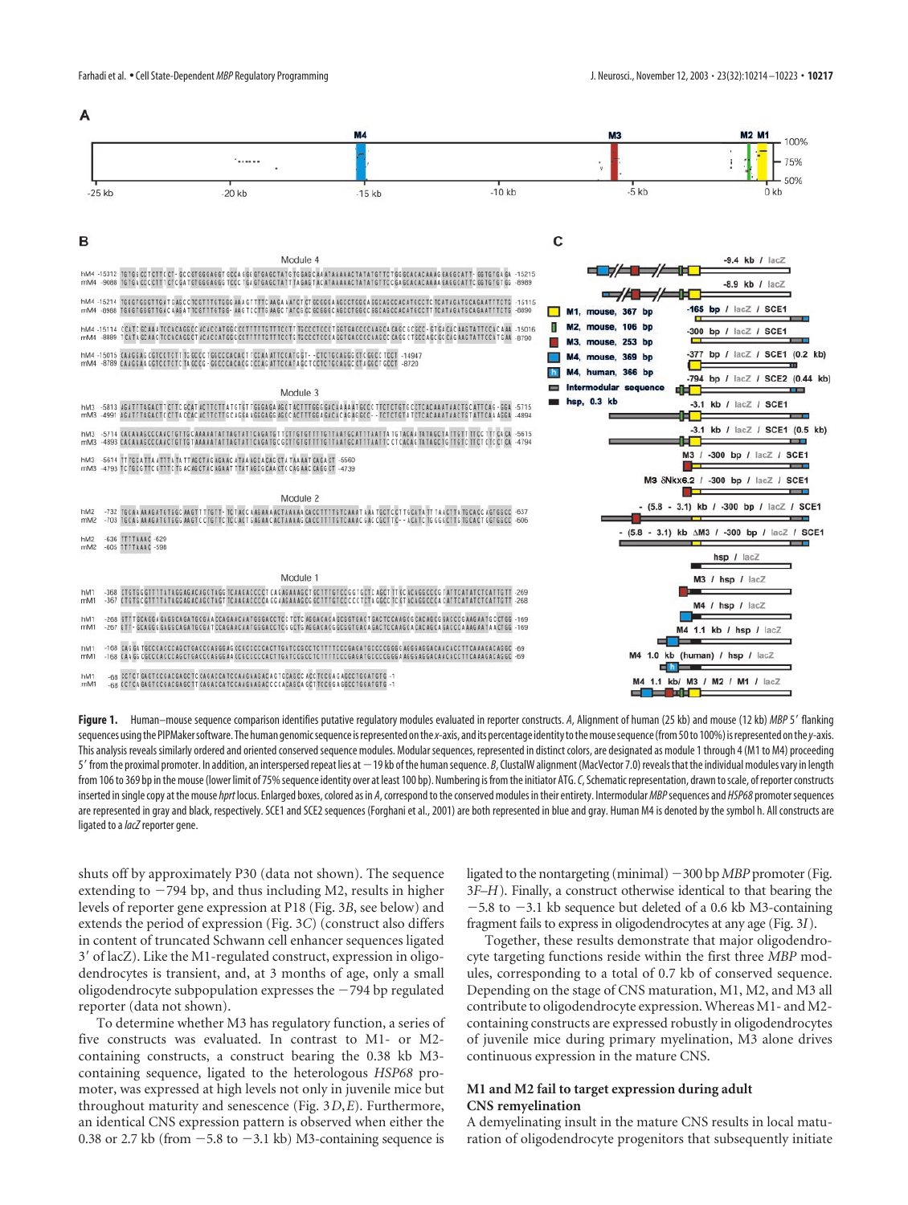**Figure 1.** Human–mouse sequence comparison identifies putative regulatory modules evaluated in reporter constructs. *A*, Alignment of human (25 kb) and mouse (12 kb) *MBP* 5′ flanking sequences using the PIPMaker software. The human genomic sequence is represented on the *x*-axis, and its percentage identity to the mouse sequence (from 50 to 100%) is represented on the *y*-axis. This analysis reveals similarly ordered and oriented conserved sequence modules. Modular sequences, represented in distinct colors, are designated as module 1 through 4 (M1 to M4) proceeding 5′ from the proximal promoter. In addition, an interspersed repeat lies at −19 kb of the human sequence. *B*, ClustalW alignment (MacVector 7.0) reveals that the individual modules vary in length from 106 to 369 bp in the mouse (lower limit of 75% sequence identity over at least 100 bp). Numbering is from the initiator ATG. *C*, Schematic representation, drawn to scale, of reporter constructs inserted in single copy at the mouse *hprt* locus. Enlarged boxes, colored as in *A*, correspond to the conserved modules in their entirety. Intermodular *MBP* sequences and *HSP68* promoter sequences are represented in gray and black, respectively. SCE1 and SCE2 sequences (Forghani et al., 2001) are both represented in blue and gray. Human M4 is denoted by the symbol h. All constructs are ligated to a *lacZ* reporter gene.

shuts off by approximately P30 (data not shown). The sequence extending to −794 bp, and thus including M2, results in higher levels of reporter gene expression at P18 (Fig. 3*B*, see below) and extends the period of expression (Fig. 3*C*) (construct also differs in content of truncated Schwann cell enhancer sequences ligated 3′ of lacZ). Like the M1-regulated construct, expression in oligodendrocytes is transient, and, at 3 months of age, only a small oligodendrocyte subpopulation expresses the −794 bp regulated reporter (data not shown).

To determine whether M3 has regulatory function, a series of five constructs was evaluated. In contrast to M1- or M2-containing constructs, a construct bearing the 0.38 kb M3-containing sequence, ligated to the heterologous *HSP68* promoter, was expressed at high levels not only in juvenile mice but throughout maturity and senescence (Fig. 3*D*,*E*). Furthermore, an identical CNS expression pattern is observed when either the 0.38 or 2.7 kb (from −5.8 to −3.1 kb) M3-containing sequence is ligated to the nontargeting (minimal) −300 bp *MBP* promoter (Fig. 3*F*–*H*). Finally, a construct otherwise identical to that bearing the −5.8 to −3.1 kb sequence but deleted of a 0.6 kb M3-containing fragment fails to express in oligodendrocytes at any age (Fig. 3*I*).

Together, these results demonstrate that major oligodendrocyte targeting functions reside within the first three *MBP* modules, corresponding to a total of 0.7 kb of conserved sequence. Depending on the stage of CNS maturation, M1, M2, and M3 all contribute to oligodendrocyte expression. Whereas M1- and M2-containing constructs are expressed robustly in oligodendrocytes of juvenile mice during primary myelination, M3 alone drives continuous expression in the mature CNS.

### M1 and M2 fail to target expression during adult CNS remyelination

A demyelinating insult in the mature CNS results in local maturation of oligodendrocyte progenitors that subsequently initiate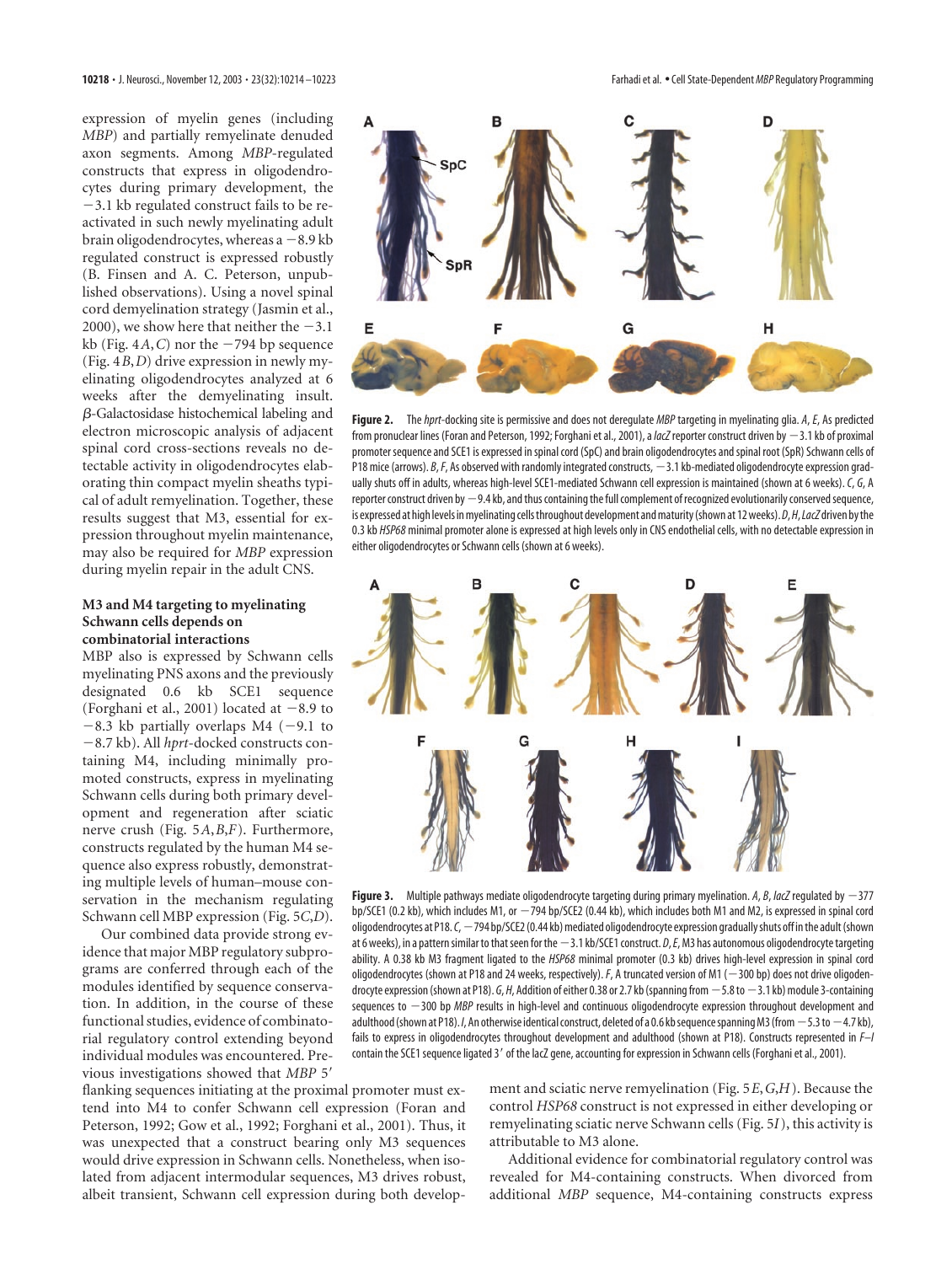expression of myelin genes (including *MBP*) and partially remyelinate denuded axon segments. Among *MBP*-regulated constructs that express in oligodendrocytes during primary development, the −3.1 kb regulated construct fails to be reactivated in such newly myelinating adult brain oligodendrocytes, whereas a −8.9 kb regulated construct is expressed robustly (B. Finsen and A. C. Peterson, unpublished observations). Using a novel spinal cord demyelination strategy (Jasmin et al., 2000), we show here that neither the −3.1 kb (Fig. 4*A*,*C*) nor the −794 bp sequence (Fig. 4*B*,*D*) drive expression in newly myelinating oligodendrocytes analyzed at 6 weeks after the demyelinating insult. β-Galactosidase histochemical labeling and electron microscopic analysis of adjacent spinal cord cross-sections reveals no detectable activity in oligodendrocytes elaborating thin compact myelin sheaths typical of adult remyelination. Together, these results suggest that M3, essential for expression throughout myelin maintenance, may also be required for *MBP* expression during myelin repair in the adult CNS.

### M3 and M4 targeting to myelinating Schwann cells depends on combinatorial interactions

MBP also is expressed by Schwann cells myelinating PNS axons and the previously designated 0.6 kb SCE1 sequence (Forghani et al., 2001) located at −8.9 to −8.3 kb partially overlaps M4 (−9.1 to −8.7 kb). All *hprt*-docked constructs containing M4, including minimally promoted constructs, express in myelinating Schwann cells during both primary development and regeneration after sciatic nerve crush (Fig. 5*A*,*B*,*F*). Furthermore, constructs regulated by the human M4 sequence also express robustly, demonstrating multiple levels of human–mouse conservation in the mechanism regulating Schwann cell MBP expression (Fig. 5*C*,*D*).

Our combined data provide strong evidence that major MBP regulatory subprograms are conferred through each of the modules identified by sequence conservation. In addition, in the course of these functional studies, evidence of combinatorial regulatory control extending beyond individual modules was encountered. Previous investigations showed that *MBP* 5′ flanking sequences initiating at the proximal promoter must extend into M4 to confer Schwann cell expression (Foran and Peterson, 1992; Gow et al., 1992; Forghani et al., 2001). Thus, it was unexpected that a construct bearing only M3 sequences would drive expression in Schwann cells. Nonetheless, when isolated from adjacent intermodular sequences, M3 drives robust, albeit transient, Schwann cell expression during both development and sciatic nerve remyelination (Fig. 5*E*,*G*,*H*). Because the control *HSP68* construct is not expressed in either developing or remyelinating sciatic nerve Schwann cells (Fig. 5*I*), this activity is attributable to M3 alone.

Additional evidence for combinatorial regulatory control was revealed for M4-containing constructs. When divorced from additional *MBP* sequence, M4-containing constructs express

**Figure 2.** The *hprt*-docking site is permissive and does not deregulate *MBP* targeting in myelinating glia. *A*, *E*, As predicted from pronuclear lines (Foran and Peterson, 1992; Forghani et al., 2001), a *lacZ* reporter construct driven by −3.1 kb of proximal promoter sequence and SCE1 is expressed in spinal cord (SpC) and brain oligodendrocytes and spinal root (SpR) Schwann cells of P18 mice (arrows). *B*, *F*, As observed with randomly integrated constructs, −3.1 kb-mediated oligodendrocyte expression gradually shuts off in adults, whereas high-level SCE1-mediated Schwann cell expression is maintained (shown at 6 weeks). *C*, *G*, A reporter construct driven by −9.4 kb, and thus containing the full complement of recognized evolutionarily conserved sequence, is expressed at high levels in myelinating cells throughout development and maturity (shown at 12 weeks). *D*, *H*, *LacZ* driven by the 0.3 kb *HSP68* minimal promoter alone is expressed at high levels only in CNS endothelial cells, with no detectable expression in either oligodendrocytes or Schwann cells (shown at 6 weeks).

**Figure 3.** Multiple pathways mediate oligodendrocyte targeting during primary myelination. *A*, *B*, *lacZ* regulated by −377 bp/SCE1 (0.2 kb), which includes M1, or −794 bp/SCE2 (0.44 kb), which includes both M1 and M2, is expressed in spinal cord oligodendrocytes at P18. *C*, −794 bp/SCE2 (0.44 kb) mediated oligodendrocyte expression gradually shuts off in the adult (shown at 6 weeks), in a pattern similar to that seen for the −3.1 kb/SCE1 construct. *D*, *E*, M3 has autonomous oligodendrocyte targeting ability. A 0.38 kb M3 fragment ligated to the *HSP68* minimal promoter (0.3 kb) drives high-level expression in spinal cord oligodendrocytes (shown at P18 and 24 weeks, respectively). *F*, A truncated version of M1 (−300 bp) does not drive oligodendrocyte expression (shown at P18). *G*, *H*, Addition of either 0.38 or 2.7 kb (spanning from −5.8 to −3.1 kb) module 3-containing sequences to −300 bp *MBP* results in high-level and continuous oligodendrocyte expression throughout development and adulthood (shown at P18). *I*, An otherwise identical construct, deleted of a 0.6 kb sequence spanning M3 (from −5.3 to −4.7 kb), fails to express in oligodendrocytes throughout development and adulthood (shown at P18). Constructs represented in *F*–*I* contain the SCE1 sequence ligated 3′ of the lacZ gene, accounting for expression in Schwann cells (Forghani et al., 2001).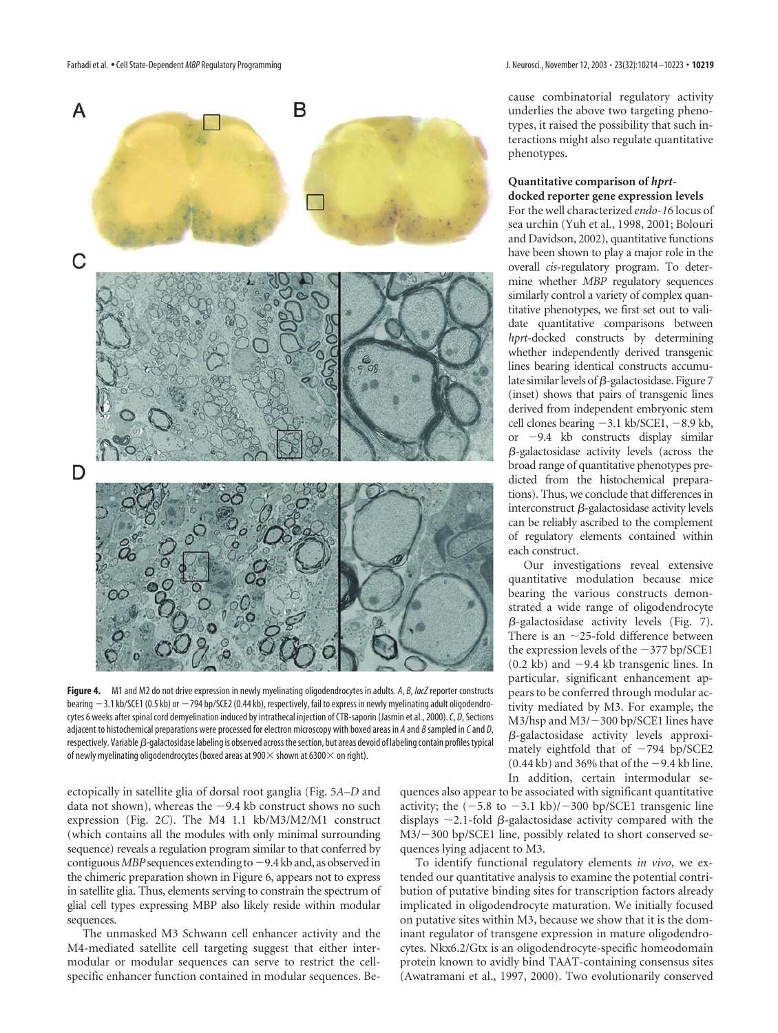**Figure 4.** M1 and M2 do not drive expression in newly myelinating oligodendrocytes in adults. *A*, *B*, *lacZ* reporter constructs bearing −3.1 kb/SCE1 (0.5 kb) or −794 bp/SCE2 (0.44 kb), respectively, fail to express in newly myelinating adult oligodendrocytes 6 weeks after spinal cord demyelination induced by intrathecal injection of CTB-saporin (Jasmin et al., 2000). *C*, *D*, Sections adjacent to histochemical preparations were processed for electron microscopy with boxed areas in *A* and *B* sampled in *C* and *D*, respectively. Variable β-galactosidase labeling is observed across the section, but areas devoid of labeling contain profiles typical of newly myelinating oligodendrocytes (boxed areas at 900× shown at 6300× on right).

ectopically in satellite glia of dorsal root ganglia (Fig. 5*A–D* and data not shown), whereas the −9.4 kb construct shows no such expression (Fig. 2*C*). The M4 1.1 kb/M3/M2/M1 construct (which contains all the modules with only minimal surrounding sequence) reveals a regulation program similar to that conferred by contiguous *MBP* sequences extending to −9.4 kb and, as observed in the chimeric preparation shown in Figure 6, appears not to express in satellite glia. Thus, elements serving to constrain the spectrum of glial cell types expressing MBP also likely reside within modular sequences.

The unmasked M3 Schwann cell enhancer activity and the M4-mediated satellite cell targeting suggest that either intermodular or modular sequences can serve to restrict the cell-specific enhancer function contained in modular sequences. Because combinatorial regulatory activity underlies the above two targeting phenotypes, it raised the possibility that such interactions might also regulate quantitative phenotypes.

### Quantitative comparison of *hprt*-docked reporter gene expression levels

For the well characterized *endo-16* locus of sea urchin (Yuh et al., 1998, 2001; Bolouri and Davidson, 2002), quantitative functions have been shown to play a major role in the overall *cis*-regulatory program. To determine whether *MBP* regulatory sequences similarly control a variety of complex quantitative phenotypes, we first set out to validate quantitative comparisons between *hprt*-docked constructs by determining whether independently derived transgenic lines bearing identical constructs accumulate similar levels of β-galactosidase. Figure 7 (inset) shows that pairs of transgenic lines derived from independent embryonic stem cell clones bearing −3.1 kb/SCE1, −8.9 kb, or −9.4 kb constructs display similar β-galactosidase activity levels (across the broad range of quantitative phenotypes predicted from the histochemical preparations). Thus, we conclude that differences in interconstruct β-galactosidase activity levels can be reliably ascribed to the complement of regulatory elements contained within each construct.

Our investigations reveal extensive quantitative modulation because mice bearing the various constructs demonstrated a wide range of oligodendrocyte β-galactosidase activity levels (Fig. 7). There is an ~25-fold difference between the expression levels of the −377 bp/SCE1 (0.2 kb) and −9.4 kb transgenic lines. In particular, significant enhancement appears to be conferred through modular activity mediated by M3. For example, the M3/hsp and M3/−300 bp/SCE1 lines have β-galactosidase activity levels approximately eightfold that of −794 bp/SCE2 (0.44 kb) and 36% that of the −9.4 kb line. In addition, certain intermodular sequences also appear to be associated with significant quantitative activity; the (−5.8 to −3.1 kb)/−300 bp/SCE1 transgenic line displays ~2.1-fold β-galactosidase activity compared with the M3/−300 bp/SCE1 line, possibly related to short conserved sequences lying adjacent to M3.

To identify functional regulatory elements *in vivo*, we extended our quantitative analysis to examine the potential contribution of putative binding sites for transcription factors already implicated in oligodendrocyte maturation. We initially focused on putative sites within M3, because we show that it is the dominant regulator of transgene expression in mature oligodendrocytes. Nkx6.2/Gtx is an oligodendrocyte-specific homeodomain protein known to avidly bind TAAT-containing consensus sites (Awatramani et al., 1997, 2000). Two evolutionarily conserved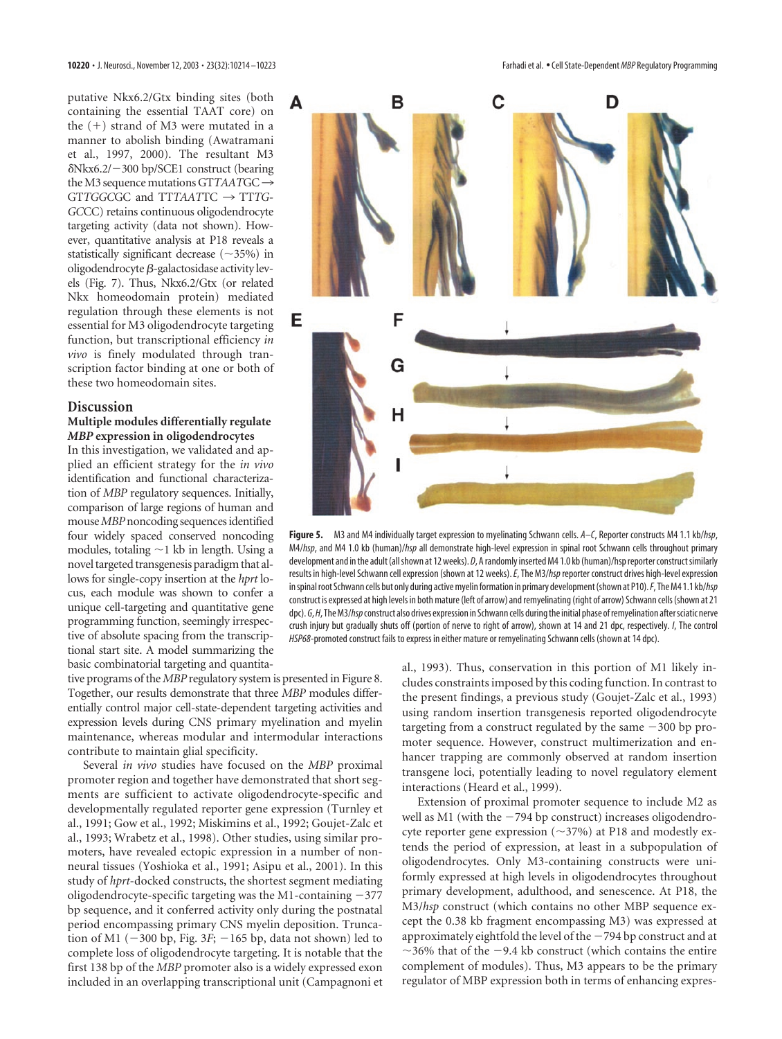putative Nkx6.2/Gtx binding sites (both containing the essential TAAT core) on the (+) strand of M3 were mutated in a manner to abolish binding (Awatramani et al., 1997, 2000). The resultant M3 δNkx6.2/−300 bp/SCE1 construct (bearing the M3 sequence mutations GT*TAAT*GC → GT*TGGC*GC and TT*TAAT*TC → TT*TG-GC*CC) retains continuous oligodendrocyte targeting activity (data not shown). However, quantitative analysis at P18 reveals a statistically significant decrease (∼35%) in oligodendrocyte β-galactosidase activity levels (Fig. 7). Thus, Nkx6.2/Gtx (or related Nkx homeodomain protein) mediated regulation through these elements is not essential for M3 oligodendrocyte targeting function, but transcriptional efficiency *in vivo* is finely modulated through transcription factor binding at one or both of these two homeodomain sites.

**Figure 5.** M3 and M4 individually target expression to myelinating Schwann cells. *A–C*, Reporter constructs M4 1.1 kb/*hsp*, M4/*hsp*, and M4 1.0 kb (human)/*hsp* all demonstrate high-level expression in spinal root Schwann cells throughout primary development and in the adult (all shown at 12 weeks). *D*, A randomly inserted M4 1.0 kb (human)/hsp reporter construct similarly results in high-level Schwann cell expression (shown at 12 weeks). *E*, The M3/*hsp* reporter construct drives high-level expression in spinal root Schwann cells but only during active myelin formation in primary development (shown at P10). *F*, The M4 1.1 kb/*hsp* construct is expressed at high levels in both mature (left of arrow) and remyelinating (right of arrow) Schwann cells (shown at 21 dpc). *G*, *H*, The M3/*hsp* construct also drives expression in Schwann cells during the initial phase of remyelination after sciatic nerve crush injury but gradually shuts off (portion of nerve to right of arrow), shown at 14 and 21 dpc, respectively. *I*, The control *HSP68*-promoted construct fails to express in either mature or remyelinating Schwann cells (shown at 14 dpc).

## Discussion

### Multiple modules differentially regulate *MBP* expression in oligodendrocytes

In this investigation, we validated and applied an efficient strategy for the *in vivo* identification and functional characterization of *MBP* regulatory sequences. Initially, comparison of large regions of human and mouse *MBP* noncoding sequences identified four widely spaced conserved noncoding modules, totaling ∼1 kb in length. Using a novel targeted transgenesis paradigm that allows for single-copy insertion at the *hprt* locus, each module was shown to confer a unique cell-targeting and quantitative gene programming function, seemingly irrespective of absolute spacing from the transcriptional start site. A model summarizing the basic combinatorial targeting and quantitative programs of the *MBP* regulatory system is presented in Figure 8. Together, our results demonstrate that three *MBP* modules differentially control major cell-state-dependent targeting activities and expression levels during CNS primary myelination and myelin maintenance, whereas modular and intermodular interactions contribute to maintain glial specificity.

Several *in vivo* studies have focused on the *MBP* proximal promoter region and together have demonstrated that short segments are sufficient to activate oligodendrocyte-specific and developmentally regulated reporter gene expression (Turnley et al., 1991; Gow et al., 1992; Miskimins et al., 1992; Goujet-Zalc et al., 1993; Wrabetz et al., 1998). Other studies, using similar promoters, have revealed ectopic expression in a number of nonneural tissues (Yoshioka et al., 1991; Asipu et al., 2001). In this study of *hprt*-docked constructs, the shortest segment mediating oligodendrocyte-specific targeting was the M1-containing −377 bp sequence, and it conferred activity only during the postnatal period encompassing primary CNS myelin deposition. Truncation of M1 (−300 bp, Fig. 3*F*; −165 bp, data not shown) led to complete loss of oligodendrocyte targeting. It is notable that the first 138 bp of the *MBP* promoter also is a widely expressed exon included in an overlapping transcriptional unit (Campagnoni et al., 1993). Thus, conservation in this portion of M1 likely includes constraints imposed by this coding function. In contrast to the present findings, a previous study (Goujet-Zalc et al., 1993) using random insertion transgenesis reported oligodendrocyte targeting from a construct regulated by the same −300 bp promoter sequence. However, construct multimerization and enhancer trapping are commonly observed at random insertion transgene loci, potentially leading to novel regulatory element interactions (Heard et al., 1999).

Extension of proximal promoter sequence to include M2 as well as M1 (with the −794 bp construct) increases oligodendrocyte reporter gene expression (∼37%) at P18 and modestly extends the period of expression, at least in a subpopulation of oligodendrocytes. Only M3-containing constructs were uniformly expressed at high levels in oligodendrocytes throughout primary development, adulthood, and senescence. At P18, the M3/*hsp* construct (which contains no other MBP sequence except the 0.38 kb fragment encompassing M3) was expressed at approximately eightfold the level of the −794 bp construct and at ∼36% that of the −9.4 kb construct (which contains the entire complement of modules). Thus, M3 appears to be the primary regulator of MBP expression both in terms of enhancing expres-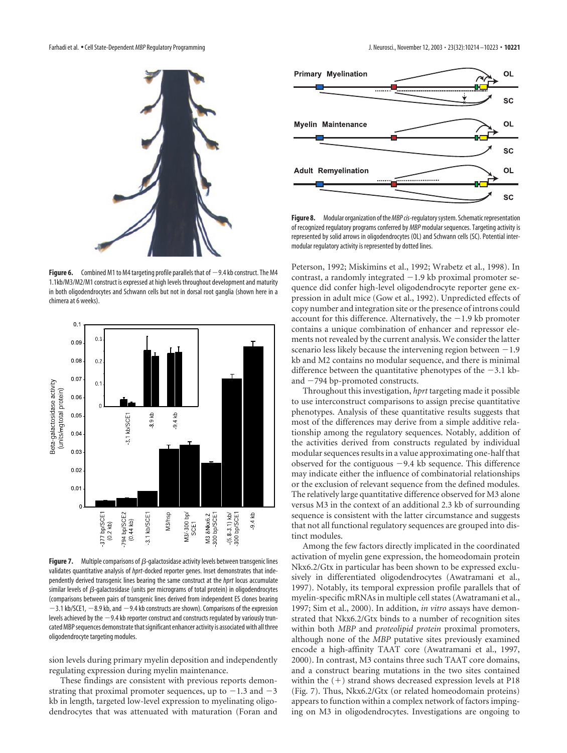**Figure 6.** Combined M1 to M4 targeting profile parallels that of −9.4 kb construct. The M4 1.1kb/M3/M2/M1 construct is expressed at high levels throughout development and maturity in both oligodendrocytes and Schwann cells but not in dorsal root ganglia (shown here in a chimera at 6 weeks).

**Figure 7.** Multiple comparisons of β-galactosidase activity levels between transgenic lines validates quantitative analysis of *hprt*-docked reporter genes. Inset demonstrates that independently derived transgenic lines bearing the same construct at the *hprt* locus accumulate similar levels of β-galactosidase (units per micrograms of total protein) in oligodendrocytes (comparisons between pairs of transgenic lines derived from independent ES clones bearing −3.1 kb/SCE1, −8.9 kb, and −9.4 kb constructs are shown). Comparisons of the expression levels achieved by the −9.4 kb reporter construct and constructs regulated by variously truncated MBP sequences demonstrate that significant enhancer activity is associated with all three oligodendrocyte targeting modules.

sion levels during primary myelin deposition and independently regulating expression during myelin maintenance.

These findings are consistent with previous reports demonstrating that proximal promoter sequences, up to −1.3 and −3 kb in length, targeted low-level expression to myelinating oligodendrocytes that was attenuated with maturation (Foran and Peterson, 1992; Miskimins et al., 1992; Wrabetz et al., 1998). In contrast, a randomly integrated −1.9 kb proximal promoter sequence did confer high-level oligodendrocyte reporter gene expression in adult mice (Gow et al., 1992). Unpredicted effects of copy number and integration site or the presence of introns could account for this difference. Alternatively, the −1.9 kb promoter contains a unique combination of enhancer and repressor elements not revealed by the current analysis. We consider the latter scenario less likely because the intervening region between −1.9 kb and M2 contains no modular sequence, and there is minimal difference between the quantitative phenotypes of the −3.1 kb- and −794 bp-promoted constructs.

**Figure 8.** Modular organization of the *MBP cis*-regulatory system. Schematic representation of recognized regulatory programs conferred by *MBP* modular sequences. Targeting activity is represented by solid arrows in oligodendrocytes (OL) and Schwann cells (SC). Potential intermodular regulatory activity is represented by dotted lines.

Throughout this investigation, *hprt* targeting made it possible to use interconstruct comparisons to assign precise quantitative phenotypes. Analysis of these quantitative results suggests that most of the differences may derive from a simple additive relationship among the regulatory sequences. Notably, addition of the activities derived from constructs regulated by individual modular sequences results in a value approximating one-half that observed for the contiguous −9.4 kb sequence. This difference may indicate either the influence of combinatorial relationships or the exclusion of relevant sequence from the defined modules. The relatively large quantitative difference observed for M3 alone versus M3 in the context of an additional 2.3 kb of surrounding sequence is consistent with the latter circumstance and suggests that not all functional regulatory sequences are grouped into distinct modules.

Among the few factors directly implicated in the coordinated activation of myelin gene expression, the homeodomain protein Nkx6.2/Gtx in particular has been shown to be expressed exclusively in differentiated oligodendrocytes (Awatramani et al., 1997). Notably, its temporal expression profile parallels that of myelin-specific mRNAs in multiple cell states (Awatramani et al., 1997; Sim et al., 2000). In addition, *in vitro* assays have demonstrated that Nkx6.2/Gtx binds to a number of recognition sites within both *MBP* and *proteolipid protein* proximal promoters, although none of the *MBP* putative sites previously examined encode a high-affinity TAAT core (Awatramani et al., 1997, 2000). In contrast, M3 contains three such TAAT core domains, and a construct bearing mutations in the two sites contained within the (+) strand shows decreased expression levels at P18 (Fig. 7). Thus, Nkx6.2/Gtx (or related homeodomain proteins) appears to function within a complex network of factors impinging on M3 in oligodendrocytes. Investigations are ongoing to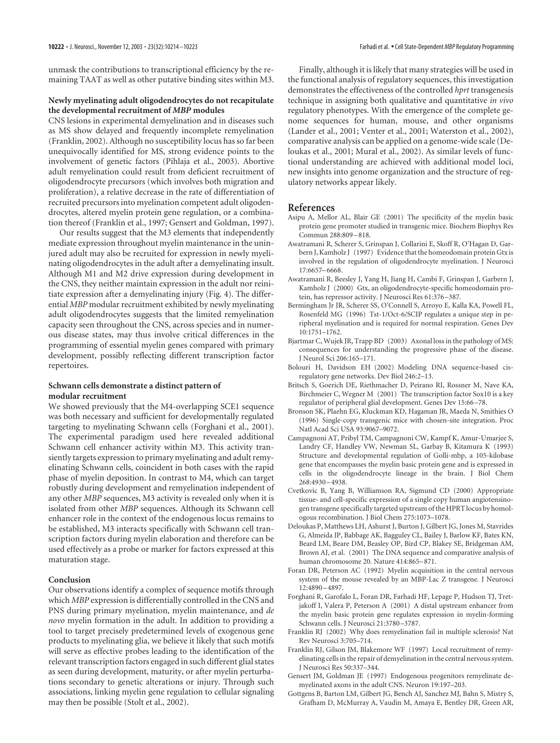unmask the contributions to transcriptional efficiency by the remaining TAAT as well as other putative binding sites within M3.

### Newly myelinating adult oligodendrocytes do not recapitulate the developmental recruitment of *MBP* modules

CNS lesions in experimental demyelination and in diseases such as MS show delayed and frequently incomplete remyelination (Franklin, 2002). Although no susceptibility locus has so far been unequivocally identified for MS, strong evidence points to the involvement of genetic factors (Pihlaja et al., 2003). Abortive adult remyelination could result from deficient recruitment of oligodendrocyte precursors (which involves both migration and proliferation), a relative decrease in the rate of differentiation of recruited precursors into myelination competent adult oligodendrocytes, altered myelin protein gene regulation, or a combination thereof (Franklin et al., 1997; Gensert and Goldman, 1997).

Our results suggest that the M3 elements that independently mediate expression throughout myelin maintenance in the uninjured adult may also be recruited for expression in newly myelinating oligodendrocytes in the adult after a demyelinating insult. Although M1 and M2 drive expression during development in the CNS, they neither maintain expression in the adult nor reinitiate expression after a demyelinating injury (Fig. 4). The differential *MBP* modular recruitment exhibited by newly myelinating adult oligodendrocytes suggests that the limited remyelination capacity seen throughout the CNS, across species and in numerous disease states, may thus involve critical differences in the programming of essential myelin genes compared with primary development, possibly reflecting different transcription factor repertoires.

### Schwann cells demonstrate a distinct pattern of modular recruitment

We showed previously that the M4-overlapping SCE1 sequence was both necessary and sufficient for developmentally regulated targeting to myelinating Schwann cells (Forghani et al., 2001). The experimental paradigm used here revealed additional Schwann cell enhancer activity within M3. This activity transiently targets expression to primary myelinating and adult remyelinating Schwann cells, coincident in both cases with the rapid phase of myelin deposition. In contrast to M4, which can target robustly during development and remyelination independent of any other *MBP* sequences, M3 activity is revealed only when it is isolated from other *MBP* sequences. Although its Schwann cell enhancer role in the context of the endogenous locus remains to be established, M3 interacts specifically with Schwann cell transcription factors during myelin elaboration and therefore can be used effectively as a probe or marker for factors expressed at this maturation stage.

### Conclusion

Our observations identify a complex of sequence motifs through which *MBP* expression is differentially controlled in the CNS and PNS during primary myelination, myelin maintenance, and *de novo* myelin formation in the adult. In addition to providing a tool to target precisely predetermined levels of exogenous gene products to myelinating glia, we believe it likely that such motifs will serve as effective probes leading to the identification of the relevant transcription factors engaged in such different glial states as seen during development, maturity, or after myelin perturbations secondary to genetic alterations or injury. Through such associations, linking myelin gene regulation to cellular signaling may then be possible (Stolt et al., 2002).

Finally, although it is likely that many strategies will be used in the functional analysis of regulatory sequences, this investigation demonstrates the effectiveness of the controlled *hprt* transgenesis technique in assigning both qualitative and quantitative *in vivo* regulatory phenotypes. With the emergence of the complete genome sequences for human, mouse, and other organisms (Lander et al., 2001; Venter et al., 2001; Waterston et al., 2002), comparative analysis can be applied on a genome-wide scale (Deloukas et al., 2001; Mural et al., 2002). As similar levels of functional understanding are achieved with additional model loci, new insights into genome organization and the structure of regulatory networks appear likely.

## References

Asipu A, Mellor AL, Blair GE (2001) The specificity of the myelin basic protein gene promoter studied in transgenic mice. Biochem Biophys Res Commun 288:809–818.

Awatramani R, Scherer S, Grinspan J, Collarini E, Skoff R, O'Hagan D, Garbern J, Kamholz J (1997) Evidence that the homeodomain protein Gtx is involved in the regulation of oligodendrocyte myelination. J Neurosci 17:6657–6668.

Awatramani R, Beesley J, Yang H, Jiang H, Cambi F, Grinspan J, Garbern J, Kamholz J (2000) Gtx, an oligodendrocyte-specific homeodomain protein, has repressor activity. J Neurosci Res 61:376–387.

Bermingham Jr JR, Scherer SS, O'Connell S, Arroyo E, Kalla KA, Powell FL, Rosenfeld MG (1996) Tst-1/Oct-6/SCIP regulates a unique step in peripheral myelination and is required for normal respiration. Genes Dev 10:1751–1762.

Bjartmar C, Wujek JR, Trapp BD (2003) Axonal loss in the pathology of MS: consequences for understanding the progressive phase of the disease. J Neurol Sci 206:165–171.

Bolouri H, Davidson EH (2002) Modeling DNA sequence-based cis-regulatory gene networks. Dev Biol 246:2–13.

Britsch S, Goerich DE, Riethmacher D, Peirano RI, Rossner M, Nave KA, Birchmeier C, Wegner M (2001) The transcription factor Sox10 is a key regulator of peripheral glial development. Genes Dev 15:66–78.

Bronson SK, Plaehn EG, Kluckman KD, Hagaman JR, Maeda N, Smithies O (1996) Single-copy transgenic mice with chosen-site integration. Proc Natl Acad Sci USA 93:9067–9072.

Campagnoni AT, Pribyl TM, Campagnoni CW, Kampf K, Amur-Umarjee S, Landry CF, Handley VW, Newman SL, Garbay B, Kitamura K (1993) Structure and developmental regulation of Golli-mbp, a 105-kilobase gene that encompasses the myelin basic protein gene and is expressed in cells in the oligodendrocyte lineage in the brain. J Biol Chem 268:4930–4938.

Cvetkovic B, Yang B, Williamson RA, Sigmund CD (2000) Appropriate tissue- and cell-specific expression of a single copy human angiotensinogen transgene specifically targeted upstream of the HPRT locus by homologous recombination. J Biol Chem 275:1073–1078.

Deloukas P, Matthews LH, Ashurst J, Burton J, Gilbert JG, Jones M, Stavrides G, Almeida JP, Babbage AK, Bagguley CL, Bailey J, Barlow KF, Bates KN, Beard LM, Beare DM, Beasley OP, Bird CP, Blakey SE, Bridgeman AM, Brown AJ, et al. (2001) The DNA sequence and comparative analysis of human chromosome 20. Nature 414:865–871.

Foran DR, Peterson AC (1992) Myelin acquisition in the central nervous system of the mouse revealed by an MBP-Lac Z transgene. J Neurosci 12:4890–4897.

Forghani R, Garofalo L, Foran DR, Farhadi HF, Lepage P, Hudson TJ, Tretjakoff I, Valera P, Peterson A (2001) A distal upstream enhancer from the myelin basic protein gene regulates expression in myelin-forming Schwann cells. J Neurosci 21:3780–3787.

Franklin RJ (2002) Why does remyelination fail in multiple sclerosis? Nat Rev Neurosci 3:705–714.

Franklin RJ, Gilson JM, Blakemore WF (1997) Local recruitment of remyelinating cells in the repair of demyelination in the central nervous system. J Neurosci Res 50:337–344.

Gensert JM, Goldman JE (1997) Endogenous progenitors remyelinate demyelinated axons in the adult CNS. Neuron 19:197–203.

Gottgens B, Barton LM, Gilbert JG, Bench AJ, Sanchez MJ, Bahn S, Mistry S, Grafham D, McMurray A, Vaudin M, Amaya E, Bentley DR, Green AR,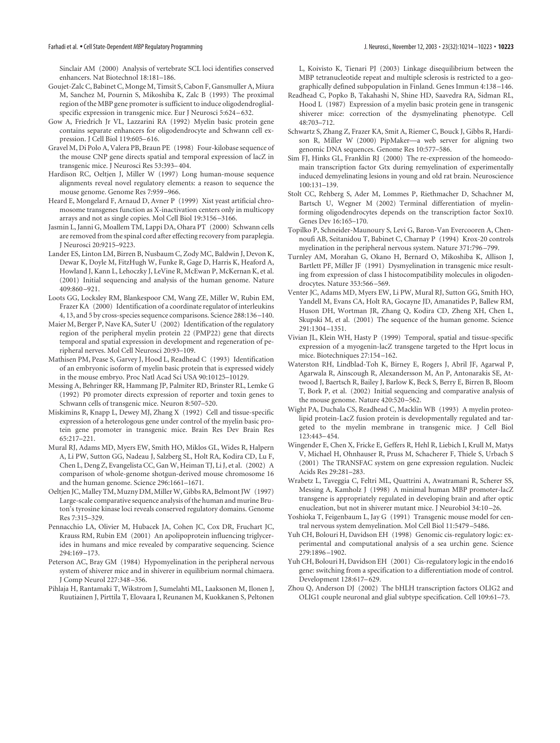Sinclair AM (2000) Analysis of vertebrate SCL loci identifies conserved enhancers. Nat Biotechnol 18:181–186.

Goujet-Zalc C, Babinet C, Monge M, Timsit S, Cabon F, Gansmuller A, Miura M, Sanchez M, Pournin S, Mikoshiba K, Zalc B (1993) The proximal region of the MBP gene promoter is sufficient to induce oligodendroglial-specific expression in transgenic mice. Eur J Neurosci 5:624–632.

Gow A, Friedrich Jr VL, Lazzarini RA (1992) Myelin basic protein gene contains separate enhancers for oligodendrocyte and Schwann cell expression. J Cell Biol 119:605–616.

Gravel M, Di Polo A, Valera PB, Braun PE (1998) Four-kilobase sequence of the mouse CNP gene directs spatial and temporal expression of lacZ in transgenic mice. J Neurosci Res 53:393–404.

Hardison RC, Oeltjen J, Miller W (1997) Long human-mouse sequence alignments reveal novel regulatory elements: a reason to sequence the mouse genome. Genome Res 7:959–966.

Heard E, Mongelard F, Arnaud D, Avner P (1999) Xist yeast artificial chromosome transgenes function as X-inactivation centers only in multicopy arrays and not as single copies. Mol Cell Biol 19:3156–3166.

Jasmin L, Janni G, Moallem TM, Lappi DA, Ohara PT (2000) Schwann cells are removed from the spinal cord after effecting recovery from paraplegia. J Neurosci 20:9215–9223.

Lander ES, Linton LM, Birren B, Nusbaum C, Zody MC, Baldwin J, Devon K, Dewar K, Doyle M, FitzHugh W, Funke R, Gage D, Harris K, Heaford A, Howland J, Kann L, Lehoczky J, LeVine R, McEwan P, McKernan K, et al. (2001) Initial sequencing and analysis of the human genome. Nature 409:860–921.

Loots GG, Locksley RM, Blankespoor CM, Wang ZE, Miller W, Rubin EM, Frazer KA (2000) Identification of a coordinate regulator of interleukins 4, 13, and 5 by cross-species sequence comparisons. Science 288:136–140.

Maier M, Berger P, Nave KA, Suter U (2002) Identification of the regulatory region of the peripheral myelin protein 22 (PMP22) gene that directs temporal and spatial expression in development and regeneration of peripheral nerves. Mol Cell Neurosci 20:93–109.

Mathisen PM, Pease S, Garvey J, Hood L, Readhead C (1993) Identification of an embryonic isoform of myelin basic protein that is expressed widely in the mouse embryo. Proc Natl Acad Sci USA 90:10125–10129.

Messing A, Behringer RR, Hammang JP, Palmiter RD, Brinster RL, Lemke G (1992) P0 promoter directs expression of reporter and toxin genes to Schwann cells of transgenic mice. Neuron 8:507–520.

Miskimins R, Knapp L, Dewey MJ, Zhang X (1992) Cell and tissue-specific expression of a heterologous gene under control of the myelin basic protein gene promoter in transgenic mice. Brain Res Dev Brain Res 65:217–221.

Mural RJ, Adams MD, Myers EW, Smith HO, Miklos GL, Wides R, Halpern A, Li PW, Sutton GG, Nadeau J, Salzberg SL, Holt RA, Kodira CD, Lu F, Chen L, Deng Z, Evangelista CC, Gan W, Heiman TJ, Li J, et al. (2002) A comparison of whole-genome shotgun-derived mouse chromosome 16 and the human genome. Science 296:1661–1671.

Oeltjen JC, Malley TM, Muzny DM, Miller W, Gibbs RA, Belmont JW (1997) Large-scale comparative sequence analysis of the human and murine Bruton's tyrosine kinase loci reveals conserved regulatory domains. Genome Res 7:315–329.

Pennacchio LA, Olivier M, Hubacek JA, Cohen JC, Cox DR, Fruchart JC, Krauss RM, Rubin EM (2001) An apolipoprotein influencing triglycerides in humans and mice revealed by comparative sequencing. Science 294:169–173.

Peterson AC, Bray GM (1984) Hypomyelination in the peripheral nervous system of shiverer mice and in shiverer in equilibrium normal chimaera. J Comp Neurol 227:348–356.

Pihlaja H, Rantamaki T, Wikstrom J, Sumelahti ML, Laaksonen M, Ilonen J, Ruutiainen J, Pirttila T, Elovaara I, Reunanen M, Kuokkanen S, Peltonen L, Koivisto K, Tienari PJ (2003) Linkage disequilibrium between the MBP tetranucleotide repeat and multiple sclerosis is restricted to a geographically defined subpopulation in Finland. Genes Immun 4:138–146.

Readhead C, Popko B, Takahashi N, Shine HD, Saavedra RA, Sidman RL, Hood L (1987) Expression of a myelin basic protein gene in transgenic shiverer mice: correction of the dysmyelinating phenotype. Cell 48:703–712.

Schwartz S, Zhang Z, Frazer KA, Smit A, Riemer C, Bouck J, Gibbs R, Hardison R, Miller W (2000) PipMaker—a web server for aligning two genomic DNA sequences. Genome Res 10:577–586.

Sim FJ, Hinks GL, Franklin RJ (2000) The re-expression of the homeodomain transcription factor Gtx during remyelination of experimentally induced demyelinating lesions in young and old rat brain. Neuroscience 100:131–139.

Stolt CC, Rehberg S, Ader M, Lommes P, Riethmacher D, Schachner M, Bartsch U, Wegner M (2002) Terminal differentiation of myelin-forming oligodendrocytes depends on the transcription factor Sox10. Genes Dev 16:165–170.

Topilko P, Schneider-Maunoury S, Levi G, Baron-Van Evercooren A, Chennoufi AB, Seitanidou T, Babinet C, Charnay P (1994) Krox-20 controls myelination in the peripheral nervous system. Nature 371:796–799.

Turnley AM, Morahan G, Okano H, Bernard O, Mikoshiba K, Allison J, Bartlett PF, Miller JF (1991) Dysmyelination in transgenic mice resulting from expression of class I histocompatibility molecules in oligodendrocytes. Nature 353:566–569.

Venter JC, Adams MD, Myers EW, Li PW, Mural RJ, Sutton GG, Smith HO, Yandell M, Evans CA, Holt RA, Gocayne JD, Amanatides P, Ballew RM, Huson DH, Wortman JR, Zhang Q, Kodira CD, Zheng XH, Chen L, Skupski M, et al. (2001) The sequence of the human genome. Science 291:1304–1351.

Vivian JL, Klein WH, Hasty P (1999) Temporal, spatial and tissue-specific expression of a myogenin-lacZ transgene targeted to the Hprt locus in mice. Biotechniques 27:154–162.

Waterston RH, Lindblad-Toh K, Birney E, Rogers J, Abril JF, Agarwal P, Agarwala R, Ainscough R, Alexandersson M, An P, Antonarakis SE, Attwood J, Baertsch R, Bailey J, Barlow K, Beck S, Berry E, Birren B, Bloom T, Bork P, et al. (2002) Initial sequencing and comparative analysis of the mouse genome. Nature 420:520–562.

Wight PA, Duchala CS, Readhead C, Macklin WB (1993) A myelin proteolipid protein-LacZ fusion protein is developmentally regulated and targeted to the myelin membrane in transgenic mice. J Cell Biol 123:443–454.

Wingender E, Chen X, Fricke E, Geffers R, Hehl R, Liebich I, Krull M, Matys V, Michael H, Ohnhauser R, Pruss M, Schacherer F, Thiele S, Urbach S (2001) The TRANSFAC system on gene expression regulation. Nucleic Acids Res 29:281–283.

Wrabetz L, Taveggia C, Feltri ML, Quattrini A, Awatramani R, Scherer SS, Messing A, Kamholz J (1998) A minimal human MBP promoter-lacZ transgene is appropriately regulated in developing brain and after optic enucleation, but not in shiverer mutant mice. J Neurobiol 34:10–26.

Yoshioka T, Feigenbaum L, Jay G (1991) Transgenic mouse model for central nervous system demyelination. Mol Cell Biol 11:5479–5486.

Yuh CH, Bolouri H, Davidson EH (1998) Genomic cis-regulatory logic: experimental and computational analysis of a sea urchin gene. Science 279:1896–1902.

Yuh CH, Bolouri H, Davidson EH (2001) Cis-regulatory logic in the endo16 gene: switching from a specification to a differentiation mode of control. Development 128:617–629.

Zhou Q, Anderson DJ (2002) The bHLH transcription factors OLIG2 and OLIG1 couple neuronal and glial subtype specification. Cell 109:61–73.